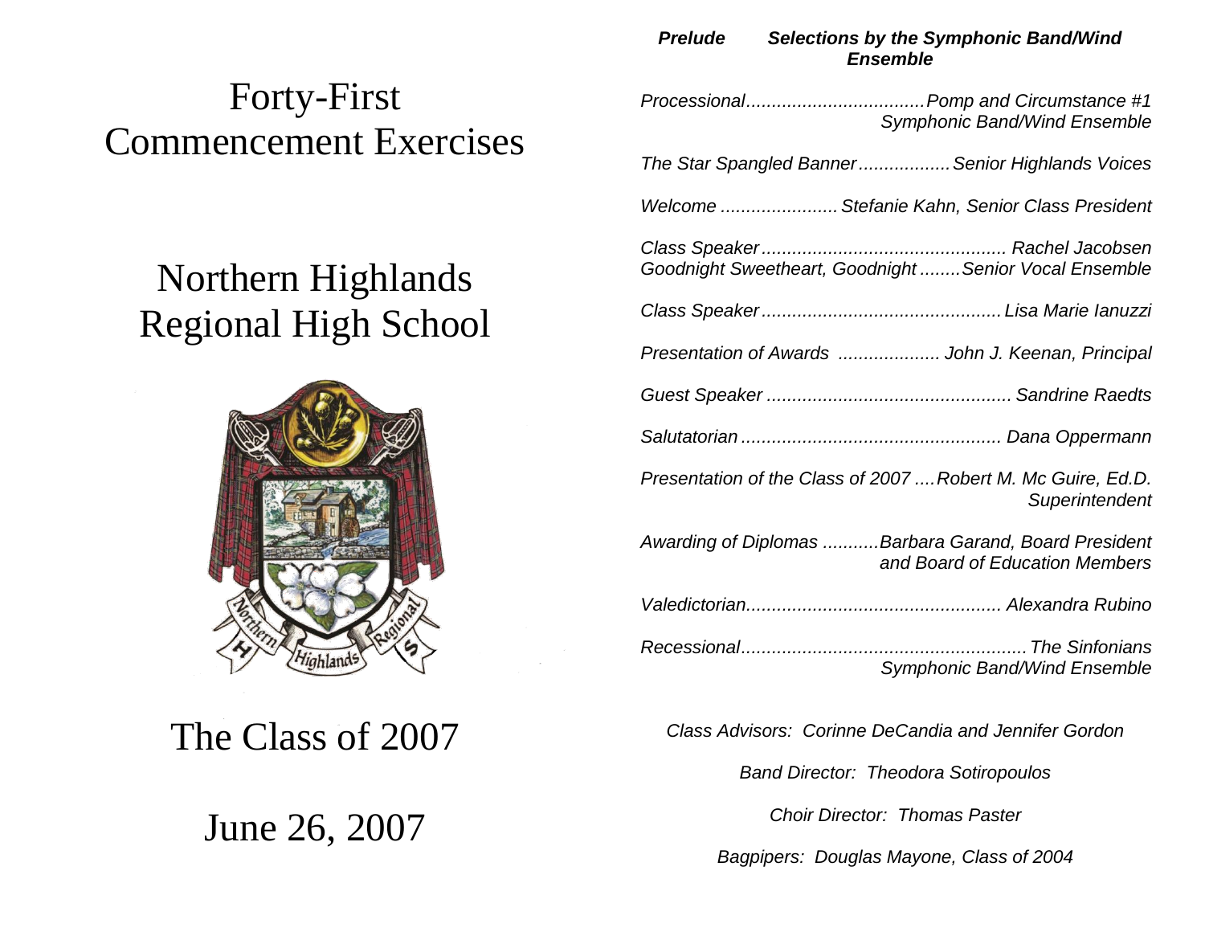# Forty-First Commencement Exercises

# Northern Highlands Regional High School

## The Class of 2007

## June 26, 2007

***Prelude*** ***Selections by the Symphonic Band/Wind Ensemble***

*Processional*..................................*Pomp and Circumstance #1*
*Symphonic Band/Wind Ensemble*

*The Star Spangled Banner*.................*Senior Highlands Voices*

*Welcome* ...................... *Stefanie Kahn, Senior Class President*

*Class Speaker*............................................... *Rachel Jacobsen*
*Goodnight Sweetheart, Goodnight*........*Senior Vocal Ensemble*

*Class Speaker*..............................................*Lisa Marie Ianuzzi*

*Presentation of Awards* ................... *John J. Keenan, Principal*

*Guest Speaker* ............................................... *Sandrine Raedts*

*Salutatorian*.................................................. *Dana Oppermann*

*Presentation of the Class of 2007* ....*Robert M. Mc Guire, Ed.D.*
*Superintendent*

*Awarding of Diplomas* ...........*Barbara Garand, Board President*
*and Board of Education Members*

*Valedictorian*................................................. *Alexandra Rubino*

*Recessional*.......................................................*The Sinfonians*
*Symphonic Band/Wind Ensemble*

*Class Advisors: Corinne DeCandia and Jennifer Gordon*

*Band Director: Theodora Sotiropoulos*

*Choir Director: Thomas Paster*

*Bagpipers: Douglas Mayone, Class of 2004*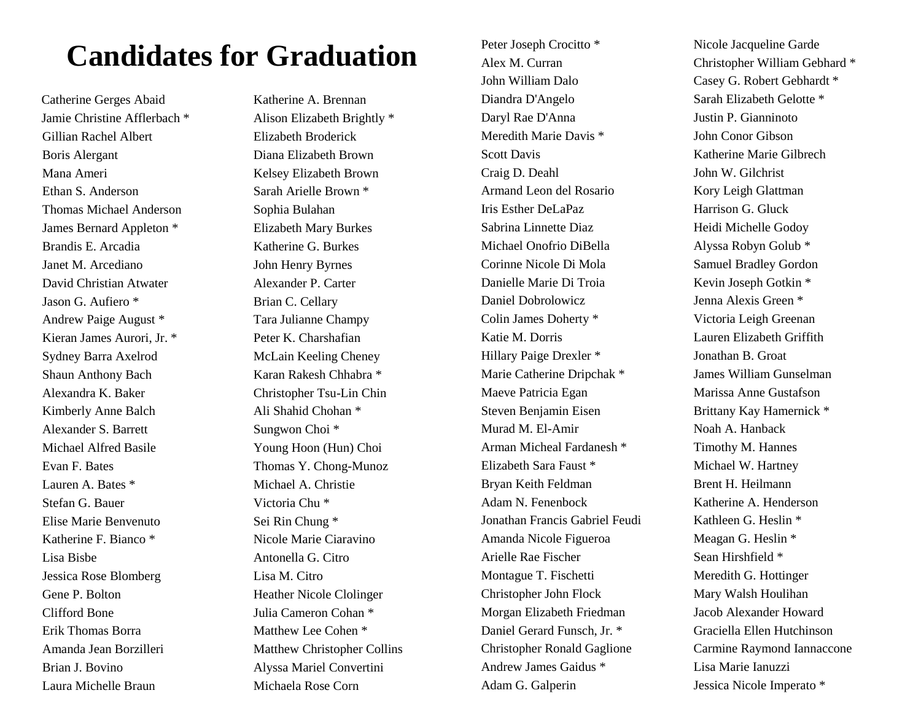# Candidates for Graduation

Catherine Gerges Abaid
Jamie Christine Afflerbach *
Gillian Rachel Albert
Boris Alergant
Mana Ameri
Ethan S. Anderson
Thomas Michael Anderson
James Bernard Appleton *
Brandis E. Arcadia
Janet M. Arcediano
David Christian Atwater
Jason G. Aufiero *
Andrew Paige August *
Kieran James Aurori, Jr. *
Sydney Barra Axelrod
Shaun Anthony Bach
Alexandra K. Baker
Kimberly Anne Balch
Alexander S. Barrett
Michael Alfred Basile
Evan F. Bates
Lauren A. Bates *
Stefan G. Bauer
Elise Marie Benvenuto
Katherine F. Bianco *
Lisa Bisbe
Jessica Rose Blomberg
Gene P. Bolton
Clifford Bone
Erik Thomas Borra
Amanda Jean Borzilleri
Brian J. Bovino
Laura Michelle Braun

Katherine A. Brennan
Alison Elizabeth Brightly *
Elizabeth Broderick
Diana Elizabeth Brown
Kelsey Elizabeth Brown
Sarah Arielle Brown *
Sophia Bulahan
Elizabeth Mary Burkes
Katherine G. Burkes
John Henry Byrnes
Alexander P. Carter
Brian C. Cellary
Tara Julianne Champy
Peter K. Charshafian
McLain Keeling Cheney
Karan Rakesh Chhabra *
Christopher Tsu-Lin Chin
Ali Shahid Chohan *
Sungwon Choi *
Young Hoon (Hun) Choi
Thomas Y. Chong-Munoz
Michael A. Christie
Victoria Chu *
Sei Rin Chung *
Nicole Marie Ciaravino
Antonella G. Citro
Lisa M. Citro
Heather Nicole Clolinger
Julia Cameron Cohan *
Matthew Lee Cohen *
Matthew Christopher Collins
Alyssa Mariel Convertini
Michaela Rose Corn

Peter Joseph Crocitto *
Alex M. Curran
John William Dalo
Diandra D'Angelo
Daryl Rae D'Anna
Meredith Marie Davis *
Scott Davis
Craig D. Deahl
Armand Leon del Rosario
Iris Esther DeLaPaz
Sabrina Linnette Diaz
Michael Onofrio DiBella
Corinne Nicole Di Mola
Danielle Marie Di Troia
Daniel Dobrolowicz
Colin James Doherty *
Katie M. Dorris
Hillary Paige Drexler *
Marie Catherine Dripchak *
Maeve Patricia Egan
Steven Benjamin Eisen
Murad M. El-Amir
Arman Micheal Fardanesh *
Elizabeth Sara Faust *
Bryan Keith Feldman
Adam N. Fenenbock
Jonathan Francis Gabriel Feudi
Amanda Nicole Figueroa
Arielle Rae Fischer
Montague T. Fischetti
Christopher John Flock
Morgan Elizabeth Friedman
Daniel Gerard Funsch, Jr. *
Christopher Ronald Gaglione
Andrew James Gaidus *
Adam G. Galperin

Nicole Jacqueline Garde
Christopher William Gebhard *
Casey G. Robert Gebhardt *
Sarah Elizabeth Gelotte *
Justin P. Gianninoto
John Conor Gibson
Katherine Marie Gilbrech
John W. Gilchrist
Kory Leigh Glattman
Harrison G. Gluck
Heidi Michelle Godoy
Alyssa Robyn Golub *
Samuel Bradley Gordon
Kevin Joseph Gotkin *
Jenna Alexis Green *
Victoria Leigh Greenan
Lauren Elizabeth Griffith
Jonathan B. Groat
James William Gunselman
Marissa Anne Gustafson
Brittany Kay Hamernick *
Noah A. Hanback
Timothy M. Hannes
Michael W. Hartney
Brent H. Heilmann
Katherine A. Henderson
Kathleen G. Heslin *
Meagan G. Heslin *
Sean Hirshfield *
Meredith G. Hottinger
Mary Walsh Houlihan
Jacob Alexander Howard
Graciella Ellen Hutchinson
Carmine Raymond Iannaccone
Lisa Marie Ianuzzi
Jessica Nicole Imperato *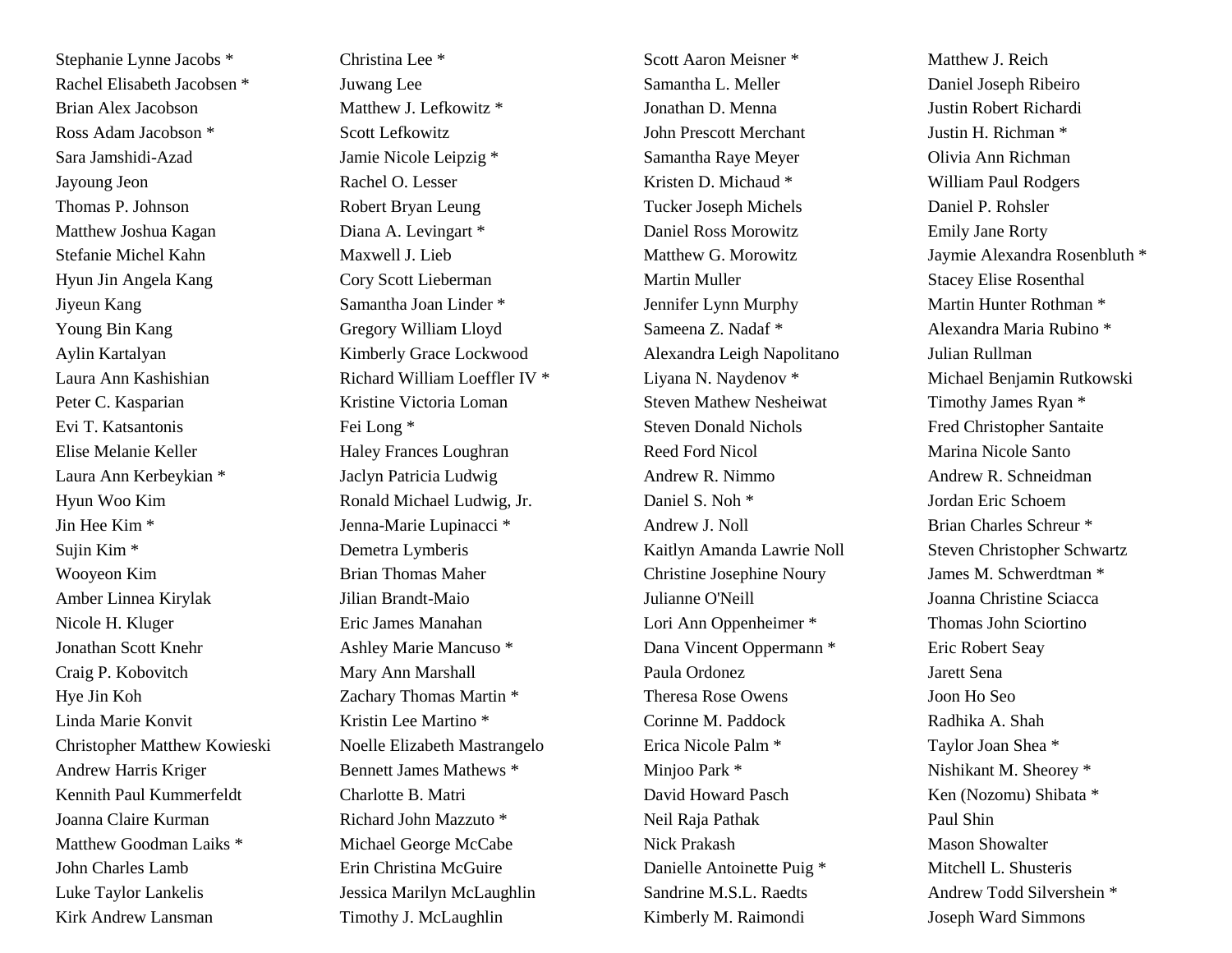Stephanie Lynne Jacobs *
Rachel Elisabeth Jacobsen *
Brian Alex Jacobson
Ross Adam Jacobson *
Sara Jamshidi-Azad
Jayoung Jeon
Thomas P. Johnson
Matthew Joshua Kagan
Stefanie Michel Kahn
Hyun Jin Angela Kang
Jiyeun Kang
Young Bin Kang
Aylin Kartalyan
Laura Ann Kashishian
Peter C. Kasparian
Evi T. Katsantonis
Elise Melanie Keller
Laura Ann Kerbeykian *
Hyun Woo Kim
Jin Hee Kim *
Sujin Kim *
Wooyeon Kim
Amber Linnea Kirylak
Nicole H. Kluger
Jonathan Scott Knehr
Craig P. Kobovitch
Hye Jin Koh
Linda Marie Konvit
Christopher Matthew Kowieski
Andrew Harris Kriger
Kennith Paul Kummerfeldt
Joanna Claire Kurman
Matthew Goodman Laiks *
John Charles Lamb
Luke Taylor Lankelis
Kirk Andrew Lansman
Christina Lee *
Juwang Lee
Matthew J. Lefkowitz *
Scott Lefkowitz
Jamie Nicole Leipzig *
Rachel O. Lesser
Robert Bryan Leung
Diana A. Levingart *
Maxwell J. Lieb
Cory Scott Lieberman
Samantha Joan Linder *
Gregory William Lloyd
Kimberly Grace Lockwood
Richard William Loeffler IV *
Kristine Victoria Loman
Fei Long *
Haley Frances Loughran
Jaclyn Patricia Ludwig
Ronald Michael Ludwig, Jr.
Jenna-Marie Lupinacci *
Demetra Lymberis
Brian Thomas Maher
Jilian Brandt-Maio
Eric James Manahan
Ashley Marie Mancuso *
Mary Ann Marshall
Zachary Thomas Martin *
Kristin Lee Martino *
Noelle Elizabeth Mastrangelo
Bennett James Mathews *
Charlotte B. Matri
Richard John Mazzuto *
Michael George McCabe
Erin Christina McGuire
Jessica Marilyn McLaughlin
Timothy J. McLaughlin
Scott Aaron Meisner *
Samantha L. Meller
Jonathan D. Menna
John Prescott Merchant
Samantha Raye Meyer
Kristen D. Michaud *
Tucker Joseph Michels
Daniel Ross Morowitz
Matthew G. Morowitz
Martin Muller
Jennifer Lynn Murphy
Sameena Z. Nadaf *
Alexandra Leigh Napolitano
Liyana N. Naydenov *
Steven Mathew Nesheiwat
Steven Donald Nichols
Reed Ford Nicol
Andrew R. Nimmo
Daniel S. Noh *
Andrew J. Noll
Kaitlyn Amanda Lawrie Noll
Christine Josephine Noury
Julianne O'Neill
Lori Ann Oppenheimer *
Dana Vincent Oppermann *
Paula Ordonez
Theresa Rose Owens
Corinne M. Paddock
Erica Nicole Palm *
Minjoo Park *
David Howard Pasch
Neil Raja Pathak
Nick Prakash
Danielle Antoinette Puig *
Sandrine M.S.L. Raedts
Kimberly M. Raimondi
Matthew J. Reich
Daniel Joseph Ribeiro
Justin Robert Richardi
Justin H. Richman *
Olivia Ann Richman
William Paul Rodgers
Daniel P. Rohsler
Emily Jane Rorty
Jaymie Alexandra Rosenbluth *
Stacey Elise Rosenthal
Martin Hunter Rothman *
Alexandra Maria Rubino *
Julian Rullman
Michael Benjamin Rutkowski
Timothy James Ryan *
Fred Christopher Santaite
Marina Nicole Santo
Andrew R. Schneidman
Jordan Eric Schoem
Brian Charles Schreur *
Steven Christopher Schwartz
James M. Schwerdtman *
Joanna Christine Sciacca
Thomas John Sciortino
Eric Robert Seay
Jarett Sena
Joon Ho Seo
Radhika A. Shah
Taylor Joan Shea *
Nishikant M. Sheorey *
Ken (Nozomu) Shibata *
Paul Shin
Mason Showalter
Mitchell L. Shusteris
Andrew Todd Silvershein *
Joseph Ward Simmons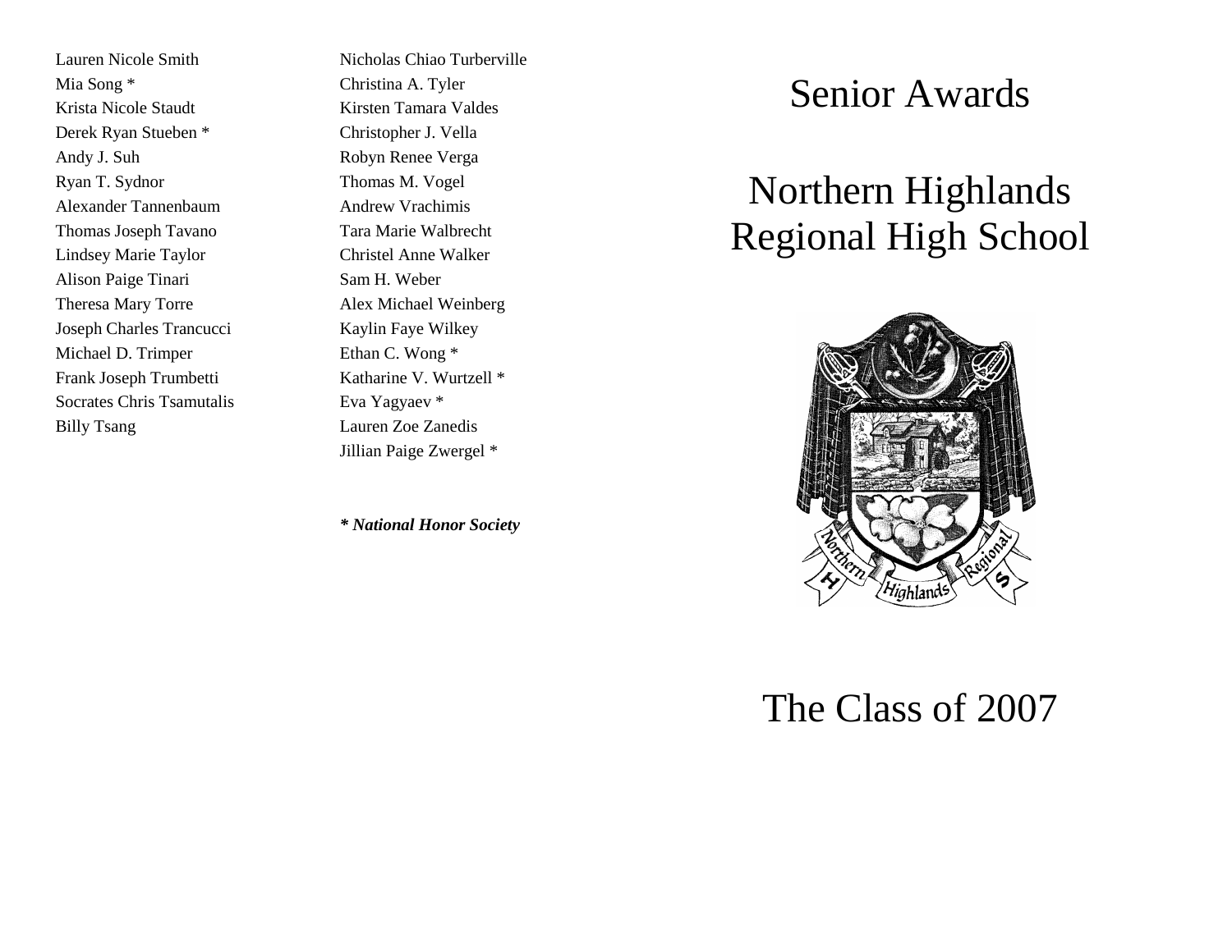Lauren Nicole Smith
Mia Song *
Krista Nicole Staudt
Derek Ryan Stueben *
Andy J. Suh
Ryan T. Sydnor
Alexander Tannenbaum
Thomas Joseph Tavano
Lindsey Marie Taylor
Alison Paige Tinari
Theresa Mary Torre
Joseph Charles Trancucci
Michael D. Trimper
Frank Joseph Trumbetti
Socrates Chris Tsamutalis
Billy Tsang

Nicholas Chiao Turberville
Christina A. Tyler
Kirsten Tamara Valdes
Christopher J. Vella
Robyn Renee Verga
Thomas M. Vogel
Andrew Vrachimis
Tara Marie Walbrecht
Christel Anne Walker
Sam H. Weber
Alex Michael Weinberg
Kaylin Faye Wilkey
Ethan C. Wong *
Katharine V. Wurtzell *
Eva Yagyaev *
Lauren Zoe Zanedis
Jillian Paige Zwergel *

***\* National Honor Society***

# Senior Awards

# Northern Highlands Regional High School

# The Class of 2007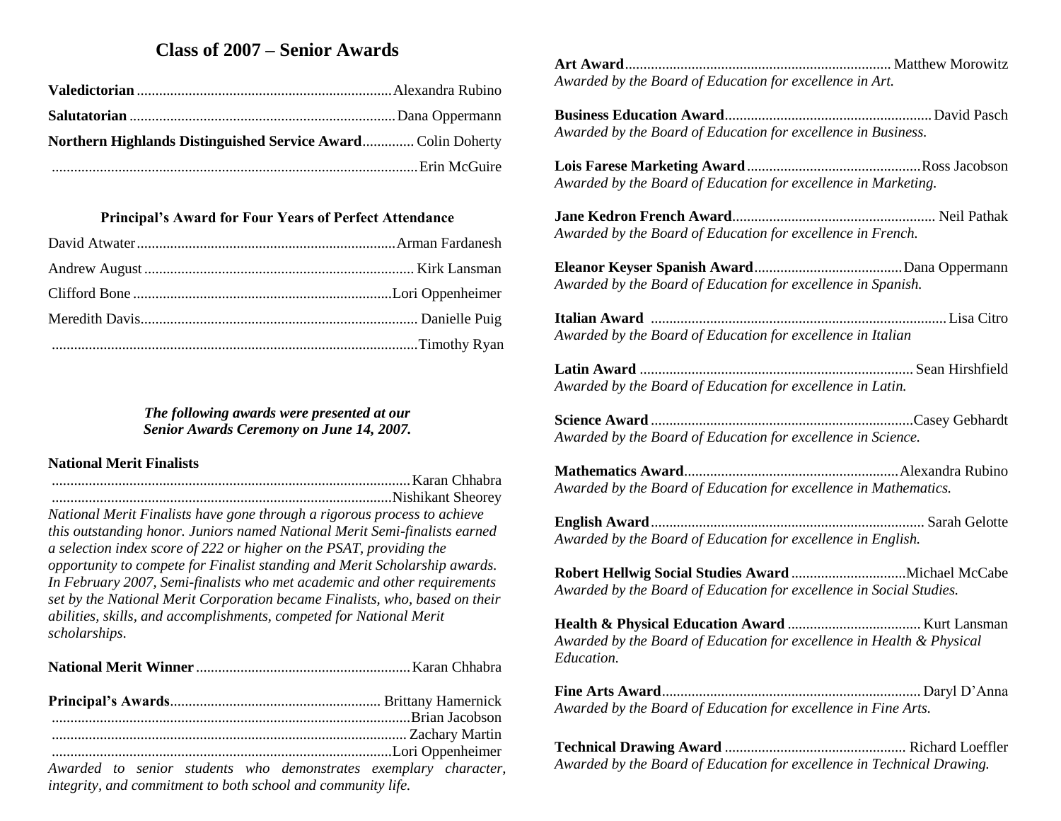## Class of 2007 – Senior Awards

**Valedictorian** .................................................................... Alexandra Rubino

**Salutatorian** ........................................................................ Dana Oppermann

**Northern Highlands Distinguished Service Award** .............. Colin Doherty

.................................................................................................. Erin McGuire

### Principal's Award for Four Years of Perfect Attendance

David Atwater ...................................................................... Arman Fardanesh

Andrew August ......................................................................... Kirk Lansman

Clifford Bone ...................................................................... Lori Oppenheimer

Meredith Davis........................................................................... Danielle Puig

.................................................................................................. Timothy Ryan

***The following awards were presented at our Senior Awards Ceremony on June 14, 2007.***

**National Merit Finalists**

................................................................................................ Karan Chhabra

............................................................................................ Nishikant Sheorey

*National Merit Finalists have gone through a rigorous process to achieve this outstanding honor. Juniors named National Merit Semi-finalists earned a selection index score of 222 or higher on the PSAT, providing the opportunity to compete for Finalist standing and Merit Scholarship awards. In February 2007, Semi-finalists who met academic and other requirements set by the National Merit Corporation became Finalists, who, based on their abilities, skills, and accomplishments, competed for National Merit scholarships.*

**National Merit Winner** .......................................................... Karan Chhabra

**Principal's Awards** ........................................................ Brittany Hamernick

................................................................................................ Brian Jacobson

................................................................................................ Zachary Martin

............................................................................................ Lori Oppenheimer

*Awarded to senior students who demonstrates exemplary character, integrity, and commitment to both school and community life.*

**Art Award** ....................................................................... Matthew Morowitz

*Awarded by the Board of Education for excellence in Art.*

**Business Education Award** ........................................................ David Pasch

*Awarded by the Board of Education for excellence in Business.*

**Lois Farese Marketing Award** ............................................... Ross Jacobson

*Awarded by the Board of Education for excellence in Marketing.*

**Jane Kedron French Award** ....................................................... Neil Pathak

*Awarded by the Board of Education for excellence in French.*

**Eleanor Keyser Spanish Award** ........................................ Dana Oppermann

*Awarded by the Board of Education for excellence in Spanish.*

**Italian Award** .............................................................................. Lisa Citro

*Awarded by the Board of Education for excellence in Italian*

**Latin Award** ......................................................................... Sean Hirshfield

*Awarded by the Board of Education for excellence in Latin.*

**Science Award** ...................................................................... Casey Gebhardt

*Awarded by the Board of Education for excellence in Science.*

**Mathematics Award** .......................................................... Alexandra Rubino

*Awarded by the Board of Education for excellence in Mathematics.*

**English Award** ........................................................................ Sarah Gelotte

*Awarded by the Board of Education for excellence in English.*

**Robert Hellwig Social Studies Award** ............................... Michael McCabe

*Awarded by the Board of Education for excellence in Social Studies.*

**Health & Physical Education Award** .................................... Kurt Lansman

*Awarded by the Board of Education for excellence in Health & Physical Education.*

**Fine Arts Award** ...................................................................... Daryl D'Anna

*Awarded by the Board of Education for excellence in Fine Arts.*

**Technical Drawing Award** ................................................ Richard Loeffler

*Awarded by the Board of Education for excellence in Technical Drawing.*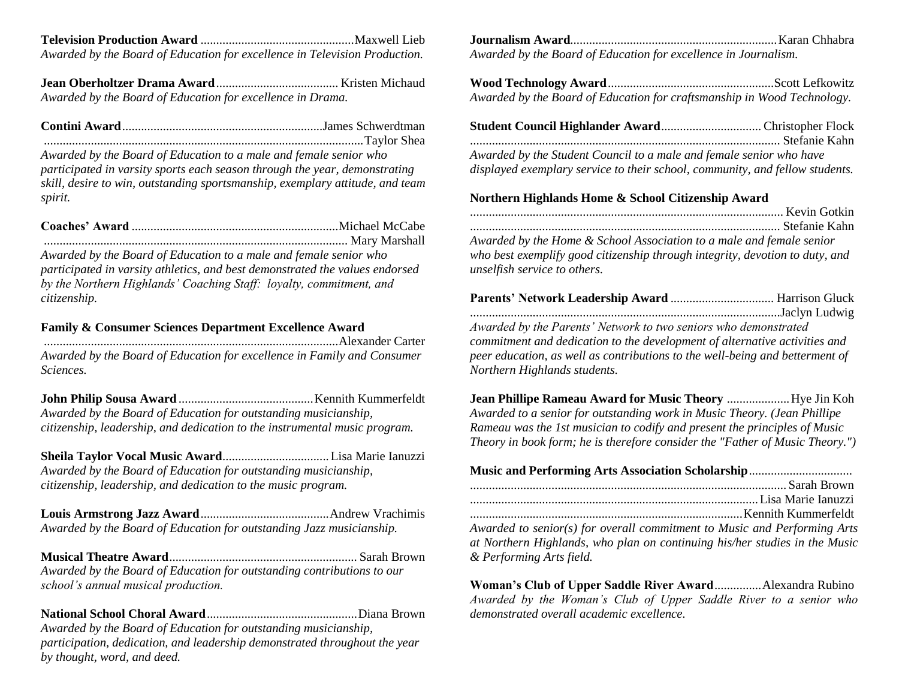**Television Production Award** ................................................. Maxwell Lieb
*Awarded by the Board of Education for excellence in Television Production.*

**Jean Oberholtzer Drama Award** ....................................... Kristen Michaud
*Awarded by the Board of Education for excellence in Drama.*

**Contini Award** ............................................................... James Schwerdtman
.................................................................................................. Taylor Shea
*Awarded by the Board of Education to a male and female senior who participated in varsity sports each season through the year, demonstrating skill, desire to win, outstanding sportsmanship, exemplary attitude, and team spirit.*

**Coaches' Award** .................................................................. Michael McCabe
.................................................................................................. Mary Marshall
*Awarded by the Board of Education to a male and female senior who participated in varsity athletics, and best demonstrated the values endorsed by the Northern Highlands' Coaching Staff: loyalty, commitment, and citizenship.*

**Family & Consumer Sciences Department Excellence Award**
.................................................................................................. Alexander Carter
*Awarded by the Board of Education for excellence in Family and Consumer Sciences.*

**John Philip Sousa Award** ........................................... Kennith Kummerfeldt
*Awarded by the Board of Education for outstanding musicianship, citizenship, leadership, and dedication to the instrumental music program.*

**Sheila Taylor Vocal Music Award** .................................. Lisa Marie Ianuzzi
*Awarded by the Board of Education for outstanding musicianship, citizenship, leadership, and dedication to the music program.*

**Louis Armstrong Jazz Award** ......................................... Andrew Vrachimis
*Awarded by the Board of Education for outstanding Jazz musicianship.*

**Musical Theatre Award** ........................................................... Sarah Brown
*Awarded by the Board of Education for outstanding contributions to our school's annual musical production.*

**National School Choral Award** ............................................... Diana Brown
*Awarded by the Board of Education for outstanding musicianship, participation, dedication, and leadership demonstrated throughout the year by thought, word, and deed.*

**Journalism Award** ................................................................. Karan Chhabra
*Awarded by the Board of Education for excellence in Journalism.*

**Wood Technology Award** .................................................... Scott Lefkowitz
*Awarded by the Board of Education for craftsmanship in Wood Technology.*

**Student Council Highlander Award** ................................ Christopher Flock
.................................................................................................. Stefanie Kahn
*Awarded by the Student Council to a male and female senior who have displayed exemplary service to their school, community, and fellow students.*

**Northern Highlands Home & School Citizenship Award**
.................................................................................................. Kevin Gotkin
.................................................................................................. Stefanie Kahn
*Awarded by the Home & School Association to a male and female senior who best exemplify good citizenship through integrity, devotion to duty, and unselfish service to others.*

**Parents' Network Leadership Award** ................................. Harrison Gluck
.................................................................................................. Jaclyn Ludwig
*Awarded by the Parents' Network to two seniors who demonstrated commitment and dedication to the development of alternative activities and peer education, as well as contributions to the well-being and betterment of Northern Highlands students.*

**Jean Phillipe Rameau Award for Music Theory** .................... Hye Jin Koh
*Awarded to a senior for outstanding work in Music Theory. (Jean Phillipe Rameau was the 1st musician to codify and present the principles of Music Theory in book form; he is therefore consider the "Father of Music Theory.")*

**Music and Performing Arts Association Scholarship** .................................
.................................................................................................. Sarah Brown
.................................................................................................. Lisa Marie Ianuzzi
.................................................................................................. Kennith Kummerfeldt
*Awarded to senior(s) for overall commitment to Music and Performing Arts at Northern Highlands, who plan on continuing his/her studies in the Music & Performing Arts field.*

**Woman's Club of Upper Saddle River Award** ............... Alexandra Rubino
*Awarded by the Woman's Club of Upper Saddle River to a senior who demonstrated overall academic excellence.*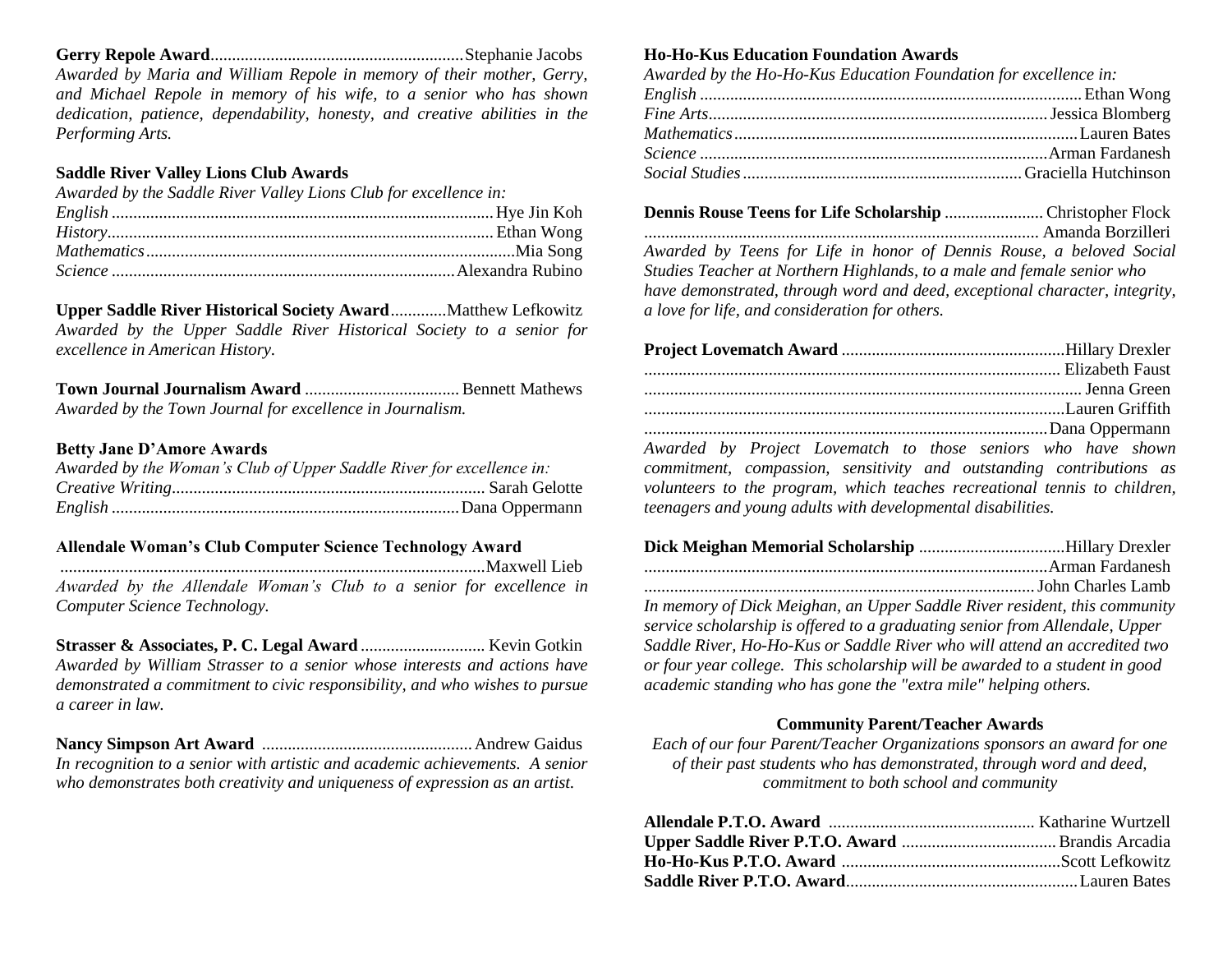**Gerry Repole Award**..........................................................Stephanie Jacobs
*Awarded by Maria and William Repole in memory of their mother, Gerry, and Michael Repole in memory of his wife, to a senior who has shown dedication, patience, dependability, honesty, and creative abilities in the Performing Arts.*

**Saddle River Valley Lions Club Awards**
*Awarded by the Saddle River Valley Lions Club for excellence in:*
*English* ........................................................................................Hye Jin Koh
*History*.........................................................................................Ethan Wong
*Mathematics*.....................................................................................Mia Song
*Science* ...............................................................................Alexandra Rubino

**Upper Saddle River Historical Society Award**.............Matthew Lefkowitz
*Awarded by the Upper Saddle River Historical Society to a senior for excellence in American History.*

**Town Journal Journalism Award** ....................................Bennett Mathews
*Awarded by the Town Journal for excellence in Journalism.*

**Betty Jane D'Amore Awards**
*Awarded by the Woman's Club of Upper Saddle River for excellence in:*
*Creative Writing*........................................................................ Sarah Gelotte
*English* ................................................................................Dana Oppermann

**Allendale Woman's Club Computer Science Technology Award**
..................................................................................................Maxwell Lieb
*Awarded by the Allendale Woman's Club to a senior for excellence in Computer Science Technology.*

**Strasser & Associates, P. C. Legal Award** ............................ Kevin Gotkin
*Awarded by William Strasser to a senior whose interests and actions have demonstrated a commitment to civic responsibility, and who wishes to pursue a career in law.*

**Nancy Simpson Art Award** .................................................Andrew Gaidus
*In recognition to a senior with artistic and academic achievements. A senior who demonstrates both creativity and uniqueness of expression as an artist.*

**Ho-Ho-Kus Education Foundation Awards**
*Awarded by the Ho-Ho-Kus Education Foundation for excellence in:*
*English* .......................................................................................Ethan Wong
*Fine Arts*..............................................................................Jessica Blomberg
*Mathematics*...............................................................................Lauren Bates
*Science* ...............................................................................Arman Fardanesh
*Social Studies*................................................................Graciella Hutchinson

**Dennis Rouse Teens for Life Scholarship** .......................Christopher Flock
........................................................................................... Amanda Borzilleri
*Awarded by Teens for Life in honor of Dennis Rouse, a beloved Social Studies Teacher at Northern Highlands, to a male and female senior who have demonstrated, through word and deed, exceptional character, integrity, a love for life, and consideration for others.*

**Project Lovematch Award** ...................................................Hillary Drexler
................................................................................................ Elizabeth Faust
................................................................................................... Jenna Green
................................................................................................Lauren Griffith
............................................................................................Dana Oppermann
*Awarded by Project Lovematch to those seniors who have shown commitment, compassion, sensitivity and outstanding contributions as volunteers to the program, which teaches recreational tennis to children, teenagers and young adults with developmental disabilities.*

**Dick Meighan Memorial Scholarship** .................................Hillary Drexler
............................................................................................Arman Fardanesh
.........................................................................................John Charles Lamb
*In memory of Dick Meighan, an Upper Saddle River resident, this community service scholarship is offered to a graduating senior from Allendale, Upper Saddle River, Ho-Ho-Kus or Saddle River who will attend an accredited two or four year college. This scholarship will be awarded to a student in good academic standing who has gone the "extra mile" helping others.*

**Community Parent/Teacher Awards**
*Each of our four Parent/Teacher Organizations sponsors an award for one of their past students who has demonstrated, through word and deed, commitment to both school and community*

**Allendale P.T.O. Award** ............................................... Katharine Wurtzell
**Upper Saddle River P.T.O. Award** ...................................Brandis Arcadia
**Ho-Ho-Kus P.T.O. Award** ..................................................Scott Lefkowitz
**Saddle River P.T.O. Award**.....................................................Lauren Bates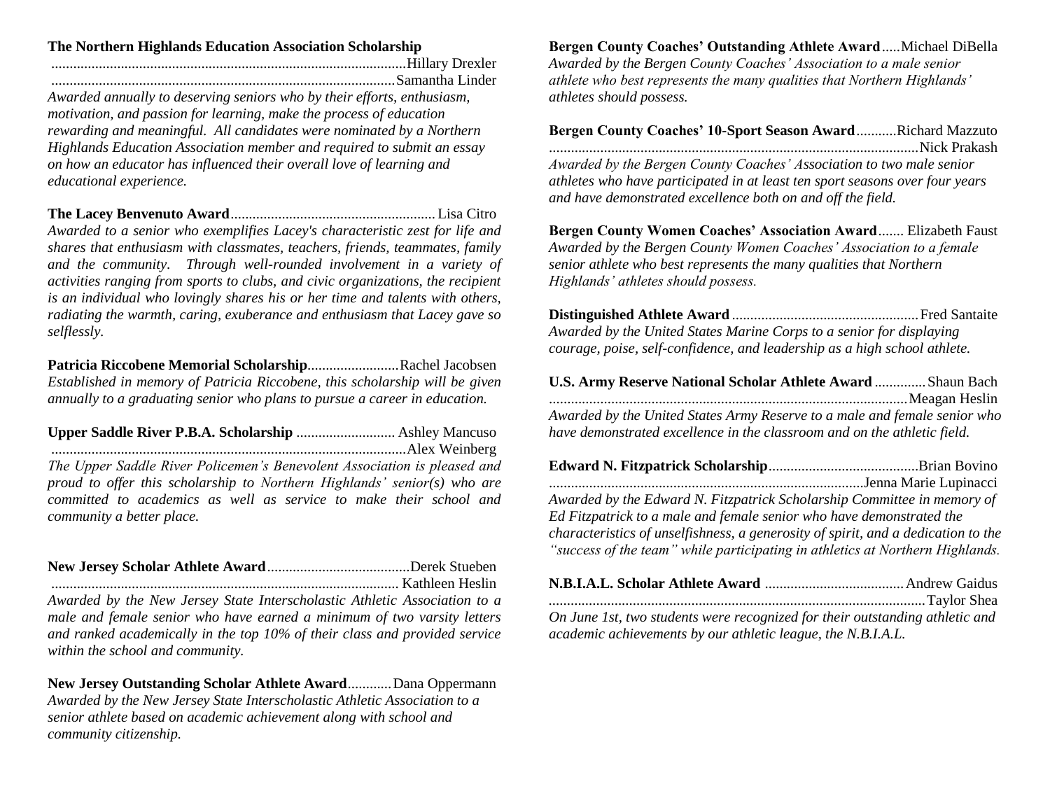**The Northern Highlands Education Association Scholarship**
................................................................................................Hillary Drexler
..............................................................................................Samantha Linder
*Awarded annually to deserving seniors who by their efforts, enthusiasm, motivation, and passion for learning, make the process of education rewarding and meaningful. All candidates were nominated by a Northern Highlands Education Association member and required to submit an essay on how an educator has influenced their overall love of learning and educational experience.*

**The Lacey Benvenuto Award**........................................................Lisa Citro
*Awarded to a senior who exemplifies Lacey's characteristic zest for life and shares that enthusiasm with classmates, teachers, friends, teammates, family and the community. Through well-rounded involvement in a variety of activities ranging from sports to clubs, and civic organizations, the recipient is an individual who lovingly shares his or her time and talents with others, radiating the warmth, caring, exuberance and enthusiasm that Lacey gave so selflessly.*

**Patricia Riccobene Memorial Scholarship**.........................Rachel Jacobsen
*Established in memory of Patricia Riccobene, this scholarship will be given annually to a graduating senior who plans to pursue a career in education.*

**Upper Saddle River P.B.A. Scholarship** ........................... Ashley Mancuso
.................................................................................................Alex Weinberg
*The Upper Saddle River Policemen's Benevolent Association is pleased and proud to offer this scholarship to Northern Highlands' senior(s) who are committed to academics as well as service to make their school and community a better place.*

**New Jersey Scholar Athlete Award**.......................................Derek Stueben
.............................................................................................. Kathleen Heslin
*Awarded by the New Jersey State Interscholastic Athletic Association to a male and female senior who have earned a minimum of two varsity letters and ranked academically in the top 10% of their class and provided service within the school and community.*

**New Jersey Outstanding Scholar Athlete Award**............Dana Oppermann
*Awarded by the New Jersey State Interscholastic Athletic Association to a senior athlete based on academic achievement along with school and community citizenship.*

**Bergen County Coaches' Outstanding Athlete Award**.....Michael DiBella
*Awarded by the Bergen County Coaches' Association to a male senior athlete who best represents the many qualities that Northern Highlands' athletes should possess.*

**Bergen County Coaches' 10-Sport Season Award**...........Richard Mazzuto
....................................................................................................Nick Prakash
*Awarded by the Bergen County Coaches' Association to two male senior athletes who have participated in at least ten sport seasons over four years and have demonstrated excellence both on and off the field.*

**Bergen County Women Coaches' Association Award**....... Elizabeth Faust
*Awarded by the Bergen County Women Coaches' Association to a female senior athlete who best represents the many qualities that Northern Highlands' athletes should possess.*

**Distinguished Athlete Award**..................................................Fred Santaite
*Awarded by the United States Marine Corps to a senior for displaying courage, poise, self-confidence, and leadership as a high school athlete.*

**U.S. Army Reserve National Scholar Athlete Award**.............Shaun Bach
.................................................................................................Meagan Heslin
*Awarded by the United States Army Reserve to a male and female senior who have demonstrated excellence in the classroom and on the athletic field.*

**Edward N. Fitzpatrick Scholarship**.........................................Brian Bovino
.....................................................................................Jenna Marie Lupinacci
*Awarded by the Edward N. Fitzpatrick Scholarship Committee in memory of Ed Fitzpatrick to a male and female senior who have demonstrated the characteristics of unselfishness, a generosity of spirit, and a dedication to the "success of the team" while participating in athletics at Northern Highlands.*

**N.B.I.A.L. Scholar Athlete Award** ......................................Andrew Gaidus
......................................................................................................Taylor Shea
*On June 1st, two students were recognized for their outstanding athletic and academic achievements by our athletic league, the N.B.I.A.L.*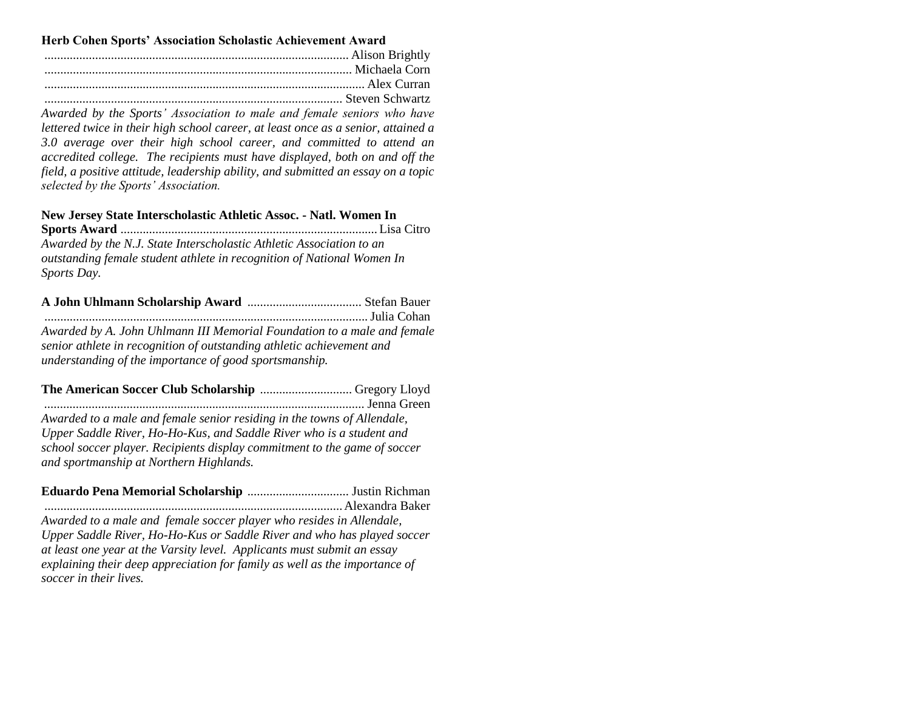**Herb Cohen Sports' Association Scholastic Achievement Award**

............................................................................................... Alison Brightly
............................................................................................... Michaela Corn
............................................................................................... Alex Curran
............................................................................................... Steven Schwartz

*Awarded by the Sports' Association to male and female seniors who have lettered twice in their high school career, at least once as a senior, attained a 3.0 average over their high school career, and committed to attend an accredited college. The recipients must have displayed, both on and off the field, a positive attitude, leadership ability, and submitted an essay on a topic selected by the Sports' Association.*

**New Jersey State Interscholastic Athletic Assoc. - Natl. Women In Sports Award** ................................................................................ Lisa Citro

*Awarded by the N.J. State Interscholastic Athletic Association to an outstanding female student athlete in recognition of National Women In Sports Day.*

**A John Uhlmann Scholarship Award** .................................... Stefan Bauer
............................................................................................... Julia Cohan

*Awarded by A. John Uhlmann III Memorial Foundation to a male and female senior athlete in recognition of outstanding athletic achievement and understanding of the importance of good sportsmanship.*

**The American Soccer Club Scholarship** ............................. Gregory Lloyd
............................................................................................... Jenna Green

*Awarded to a male and female senior residing in the towns of Allendale, Upper Saddle River, Ho-Ho-Kus, and Saddle River who is a student and school soccer player. Recipients display commitment to the game of soccer and sportmanship at Northern Highlands.*

**Eduardo Pena Memorial Scholarship** ................................ Justin Richman
............................................................................................... Alexandra Baker

*Awarded to a male and female soccer player who resides in Allendale, Upper Saddle River, Ho-Ho-Kus or Saddle River and who has played soccer at least one year at the Varsity level. Applicants must submit an essay explaining their deep appreciation for family as well as the importance of soccer in their lives.*